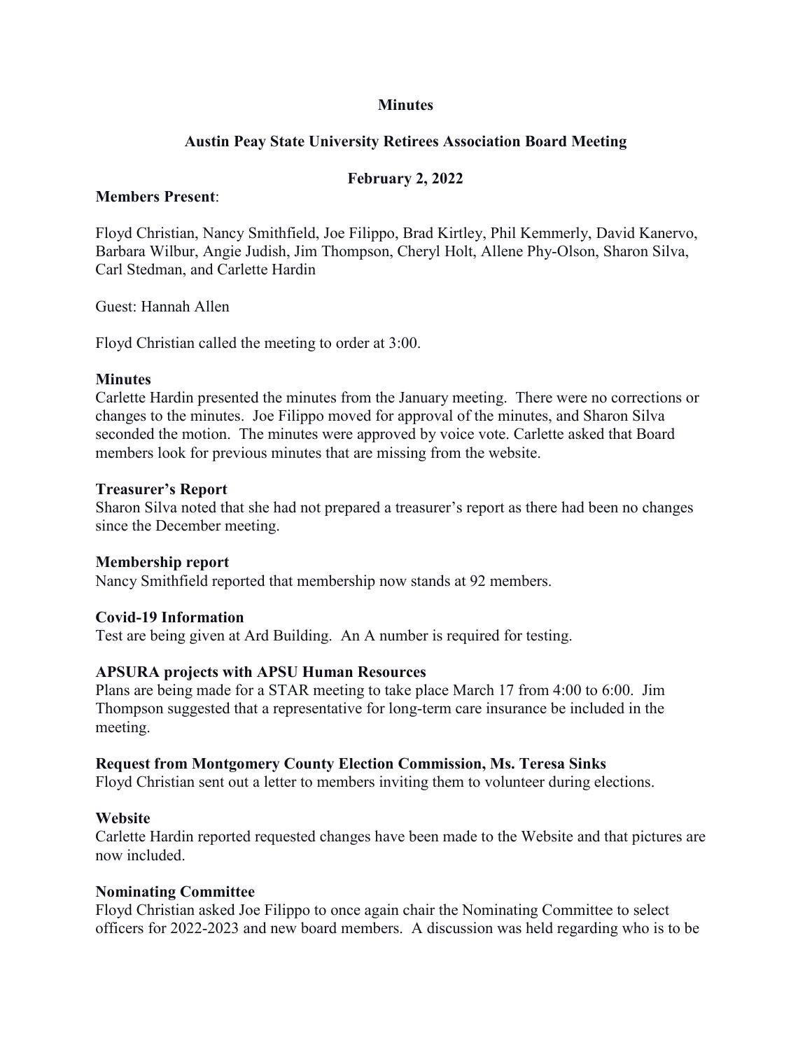**Minutes**

**Austin Peay State University Retirees Association Board Meeting**

**February 2, 2022**

**Members Present**:

Floyd Christian, Nancy Smithfield, Joe Filippo, Brad Kirtley, Phil Kemmerly, David Kanervo, Barbara Wilbur, Angie Judish, Jim Thompson, Cheryl Holt, Allene Phy-Olson, Sharon Silva, Carl Stedman, and Carlette Hardin

Guest: Hannah Allen

Floyd Christian called the meeting to order at 3:00.

**Minutes**

Carlette Hardin presented the minutes from the January meeting. There were no corrections or changes to the minutes. Joe Filippo moved for approval of the minutes, and Sharon Silva seconded the motion. The minutes were approved by voice vote. Carlette asked that Board members look for previous minutes that are missing from the website.

**Treasurer's Report**

Sharon Silva noted that she had not prepared a treasurer's report as there had been no changes since the December meeting.

**Membership report**

Nancy Smithfield reported that membership now stands at 92 members.

**Covid-19 Information**

Test are being given at Ard Building. An A number is required for testing.

**APSURA projects with APSU Human Resources**

Plans are being made for a STAR meeting to take place March 17 from 4:00 to 6:00. Jim Thompson suggested that a representative for long-term care insurance be included in the meeting.

**Request from Montgomery County Election Commission, Ms. Teresa Sinks**

Floyd Christian sent out a letter to members inviting them to volunteer during elections.

**Website**

Carlette Hardin reported requested changes have been made to the Website and that pictures are now included.

**Nominating Committee**

Floyd Christian asked Joe Filippo to once again chair the Nominating Committee to select officers for 2022-2023 and new board members. A discussion was held regarding who is to be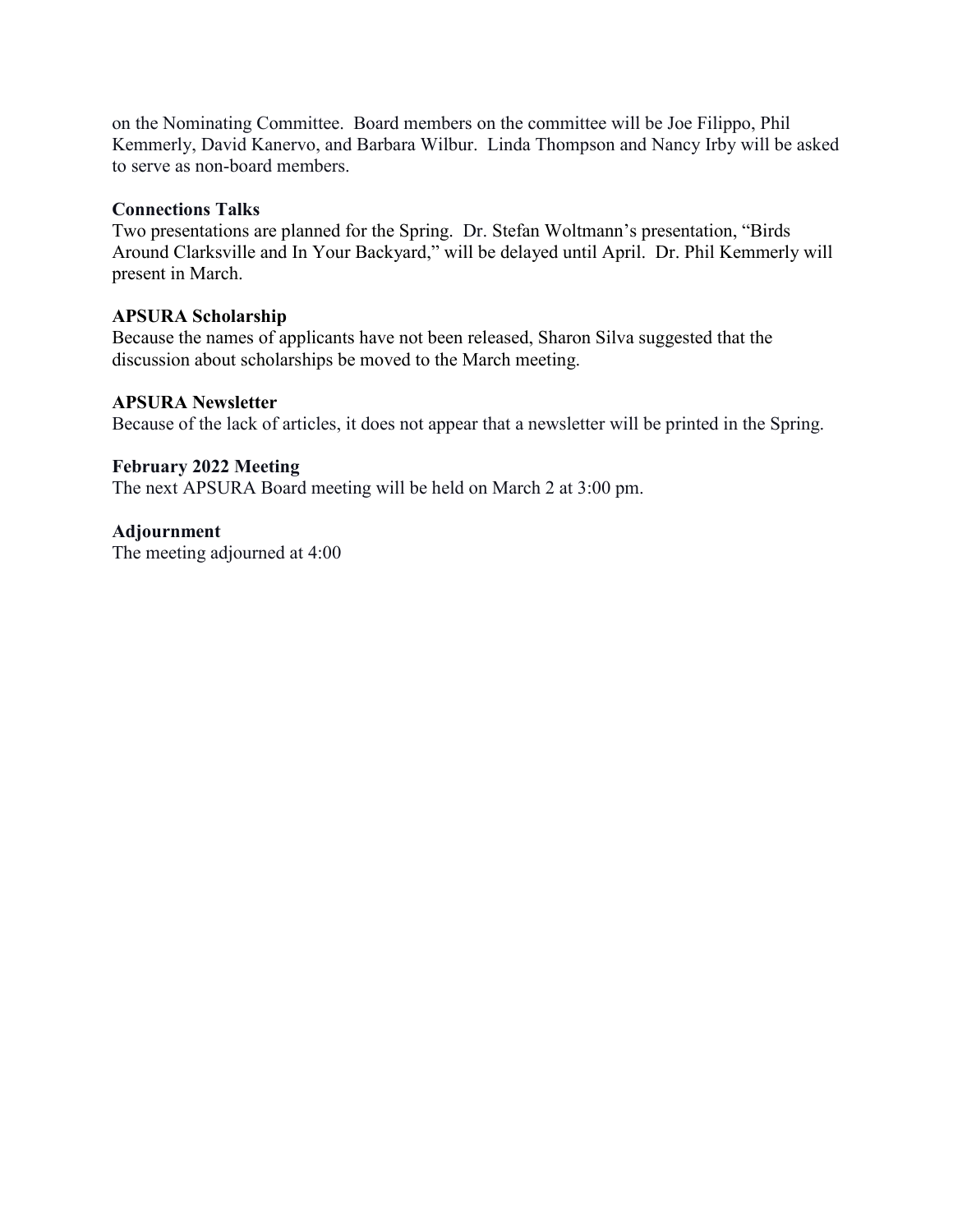on the Nominating Committee. Board members on the committee will be Joe Filippo, Phil Kemmerly, David Kanervo, and Barbara Wilbur. Linda Thompson and Nancy Irby will be asked to serve as non-board members.

**Connections Talks**

Two presentations are planned for the Spring. Dr. Stefan Woltmann's presentation, "Birds Around Clarksville and In Your Backyard," will be delayed until April. Dr. Phil Kemmerly will present in March.

**APSURA Scholarship**

Because the names of applicants have not been released, Sharon Silva suggested that the discussion about scholarships be moved to the March meeting.

**APSURA Newsletter**

Because of the lack of articles, it does not appear that a newsletter will be printed in the Spring.

**February 2022 Meeting**

The next APSURA Board meeting will be held on March 2 at 3:00 pm.

**Adjournment**

The meeting adjourned at 4:00